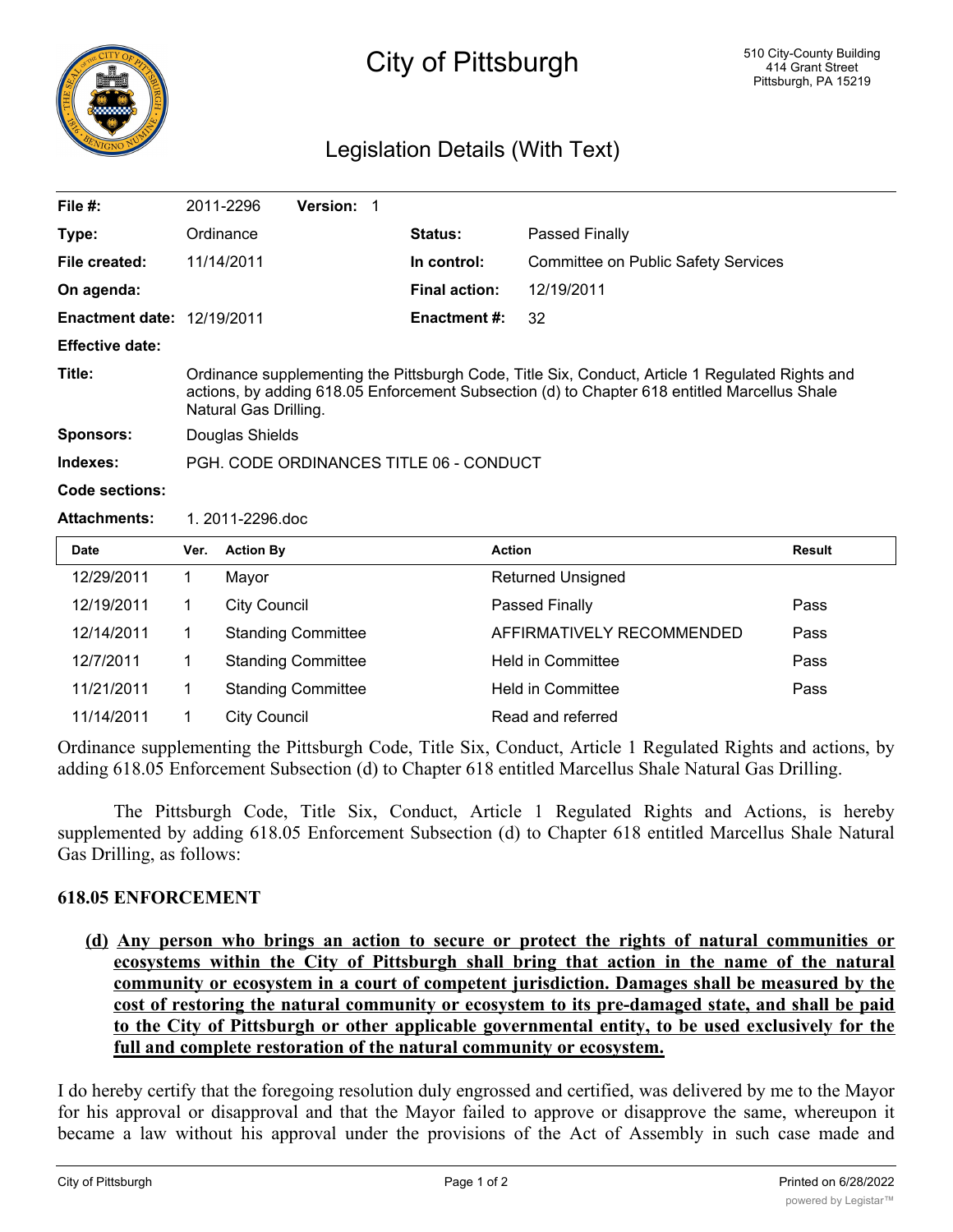# City of Pittsburgh

510 City-County Building
414 Grant Street
Pittsburgh, PA 15219

## Legislation Details (With Text)

| | | | |
|---|---|---|---|
| **File #:** | 2011-2296 **Version:** 1 | | |
| **Type:** | Ordinance | **Status:** | Passed Finally |
| **File created:** | 11/14/2011 | **In control:** | Committee on Public Safety Services |
| **On agenda:** | | **Final action:** | 12/19/2011 |
| **Enactment date:** | 12/19/2011 | **Enactment #:** | 32 |
| **Effective date:** | | | |

**Title:** Ordinance supplementing the Pittsburgh Code, Title Six, Conduct, Article 1 Regulated Rights and actions, by adding 618.05 Enforcement Subsection (d) to Chapter 618 entitled Marcellus Shale Natural Gas Drilling.

**Sponsors:** Douglas Shields

**Indexes:** PGH. CODE ORDINANCES TITLE 06 - CONDUCT

**Code sections:**

**Attachments:** 1. 2011-2296.doc

| Date | Ver. | Action By | Action | Result |
|---|---|---|---|---|
| 12/29/2011 | 1 | Mayor | Returned Unsigned | |
| 12/19/2011 | 1 | City Council | Passed Finally | Pass |
| 12/14/2011 | 1 | Standing Committee | AFFIRMATIVELY RECOMMENDED | Pass |
| 12/7/2011 | 1 | Standing Committee | Held in Committee | Pass |
| 11/21/2011 | 1 | Standing Committee | Held in Committee | Pass |
| 11/14/2011 | 1 | City Council | Read and referred | |

Ordinance supplementing the Pittsburgh Code, Title Six, Conduct, Article 1 Regulated Rights and actions, by adding 618.05 Enforcement Subsection (d) to Chapter 618 entitled Marcellus Shale Natural Gas Drilling.

The Pittsburgh Code, Title Six, Conduct, Article 1 Regulated Rights and Actions, is hereby supplemented by adding 618.05 Enforcement Subsection (d) to Chapter 618 entitled Marcellus Shale Natural Gas Drilling, as follows:

**618.05 ENFORCEMENT**

**(d) Any person who brings an action to secure or protect the rights of natural communities or ecosystems within the City of Pittsburgh shall bring that action in the name of the natural community or ecosystem in a court of competent jurisdiction. Damages shall be measured by the cost of restoring the natural community or ecosystem to its pre-damaged state, and shall be paid to the City of Pittsburgh or other applicable governmental entity, to be used exclusively for the full and complete restoration of the natural community or ecosystem.**

I do hereby certify that the foregoing resolution duly engrossed and certified, was delivered by me to the Mayor for his approval or disapproval and that the Mayor failed to approve or disapprove the same, whereupon it became a law without his approval under the provisions of the Act of Assembly in such case made and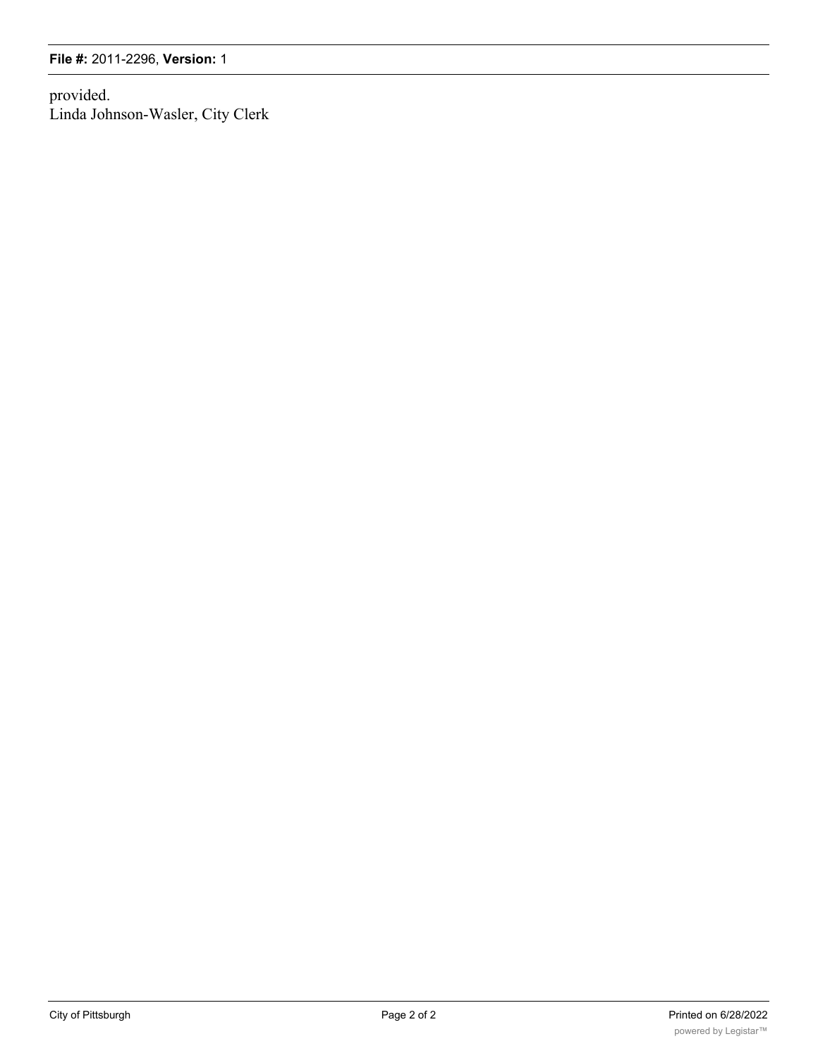provided.
Linda Johnson-Wasler, City Clerk